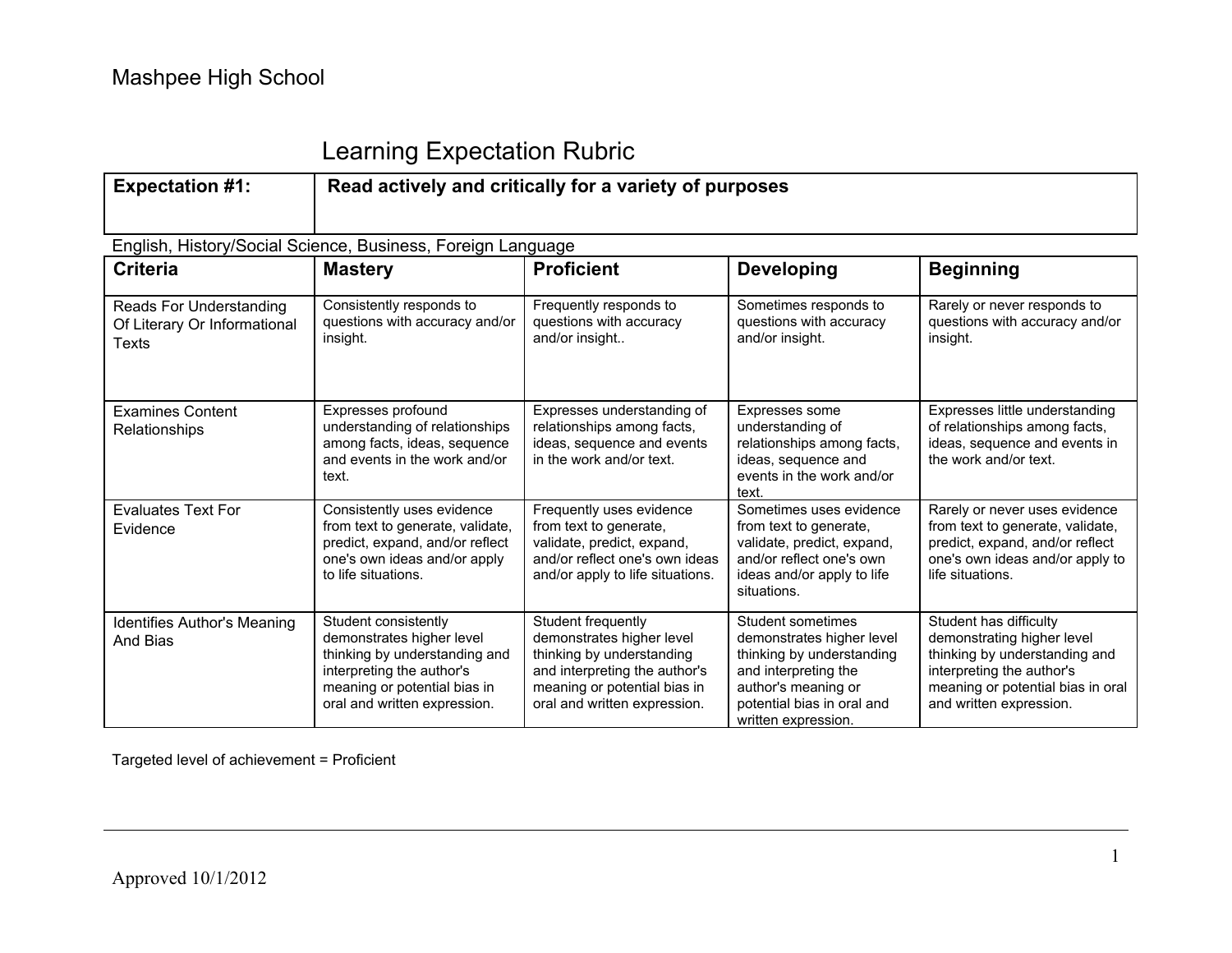Mashpee High School

# Learning Expectation Rubric

| **Expectation #1:** | **Read actively and critically for a variety of purposes** |
|---|---|

English, History/Social Science, Business, Foreign Language

| **Criteria** | **Mastery** | **Proficient** | **Developing** | **Beginning** |
|---|---|---|---|---|
| Reads For Understanding Of Literary Or Informational Texts | Consistently responds to questions with accuracy and/or insight. | Frequently responds to questions with accuracy and/or insight.. | Sometimes responds to questions with accuracy and/or insight. | Rarely or never responds to questions with accuracy and/or insight. |
| Examines Content Relationships | Expresses profound understanding of relationships among facts, ideas, sequence and events in the work and/or text. | Expresses understanding of relationships among facts, ideas, sequence and events in the work and/or text. | Expresses some understanding of relationships among facts, ideas, sequence and events in the work and/or text. | Expresses little understanding of relationships among facts, ideas, sequence and events in the work and/or text. |
| Evaluates Text For Evidence | Consistently uses evidence from text to generate, validate, predict, expand, and/or reflect one's own ideas and/or apply to life situations. | Frequently uses evidence from text to generate, validate, predict, expand, and/or reflect one's own ideas and/or apply to life situations. | Sometimes uses evidence from text to generate, validate, predict, expand, and/or reflect one's own ideas and/or apply to life situations. | Rarely or never uses evidence from text to generate, validate, predict, expand, and/or reflect one's own ideas and/or apply to life situations. |
| Identifies Author's Meaning And Bias | Student consistently demonstrates higher level thinking by understanding and interpreting the author's meaning or potential bias in oral and written expression. | Student frequently demonstrates higher level thinking by understanding and interpreting the author's meaning or potential bias in oral and written expression. | Student sometimes demonstrates higher level thinking by understanding and interpreting the author's meaning or potential bias in oral and written expression. | Student has difficulty demonstrating higher level thinking by understanding and interpreting the author's meaning or potential bias in oral and written expression. |

Targeted level of achievement = Proficient

Approved 10/1/2012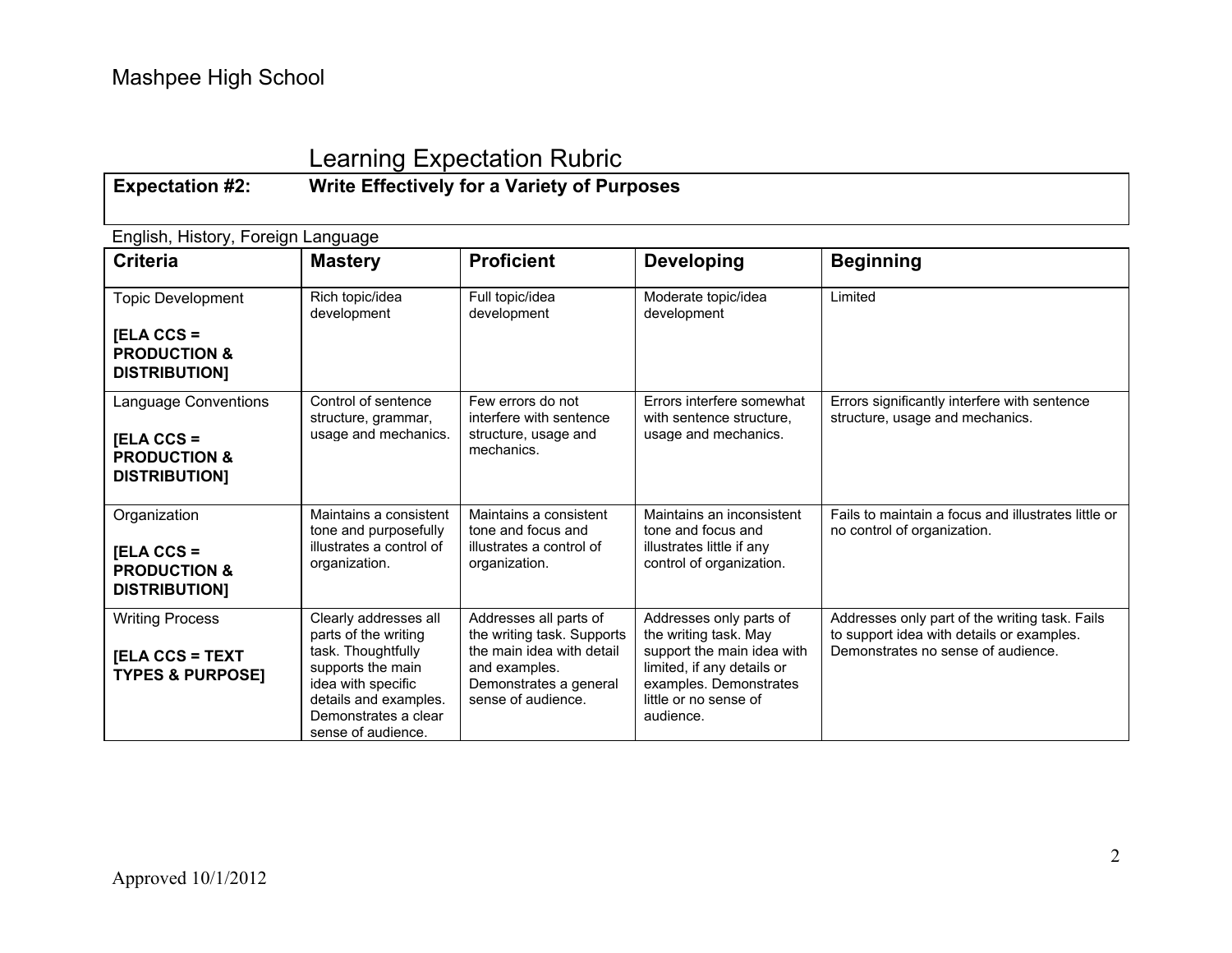Mashpee High School

## Learning Expectation Rubric

**Expectation #2: Write Effectively for a Variety of Purposes**

English, History, Foreign Language

| Criteria | Mastery | Proficient | Developing | Beginning |
|---|---|---|---|---|
| Topic Development<br><br>**[ELA CCS = PRODUCTION & DISTRIBUTION]** | Rich topic/idea development | Full topic/idea development | Moderate topic/idea development | Limited |
| Language Conventions<br><br>**[ELA CCS = PRODUCTION & DISTRIBUTION]** | Control of sentence structure, grammar, usage and mechanics. | Few errors do not interfere with sentence structure, usage and mechanics. | Errors interfere somewhat with sentence structure, usage and mechanics. | Errors significantly interfere with sentence structure, usage and mechanics. |
| Organization<br><br>**[ELA CCS = PRODUCTION & DISTRIBUTION]** | Maintains a consistent tone and purposefully illustrates a control of organization. | Maintains a consistent tone and focus and illustrates a control of organization. | Maintains an inconsistent tone and focus and illustrates little if any control of organization. | Fails to maintain a focus and illustrates little or no control of organization. |
| Writing Process<br><br>**[ELA CCS = TEXT TYPES & PURPOSE]** | Clearly addresses all parts of the writing task. Thoughtfully supports the main idea with specific details and examples. Demonstrates a clear sense of audience. | Addresses all parts of the writing task. Supports the main idea with detail and examples. Demonstrates a general sense of audience. | Addresses only parts of the writing task. May support the main idea with limited, if any details or examples. Demonstrates little or no sense of audience. | Addresses only part of the writing task. Fails to support idea with details or examples. Demonstrates no sense of audience. |

Approved 10/1/2012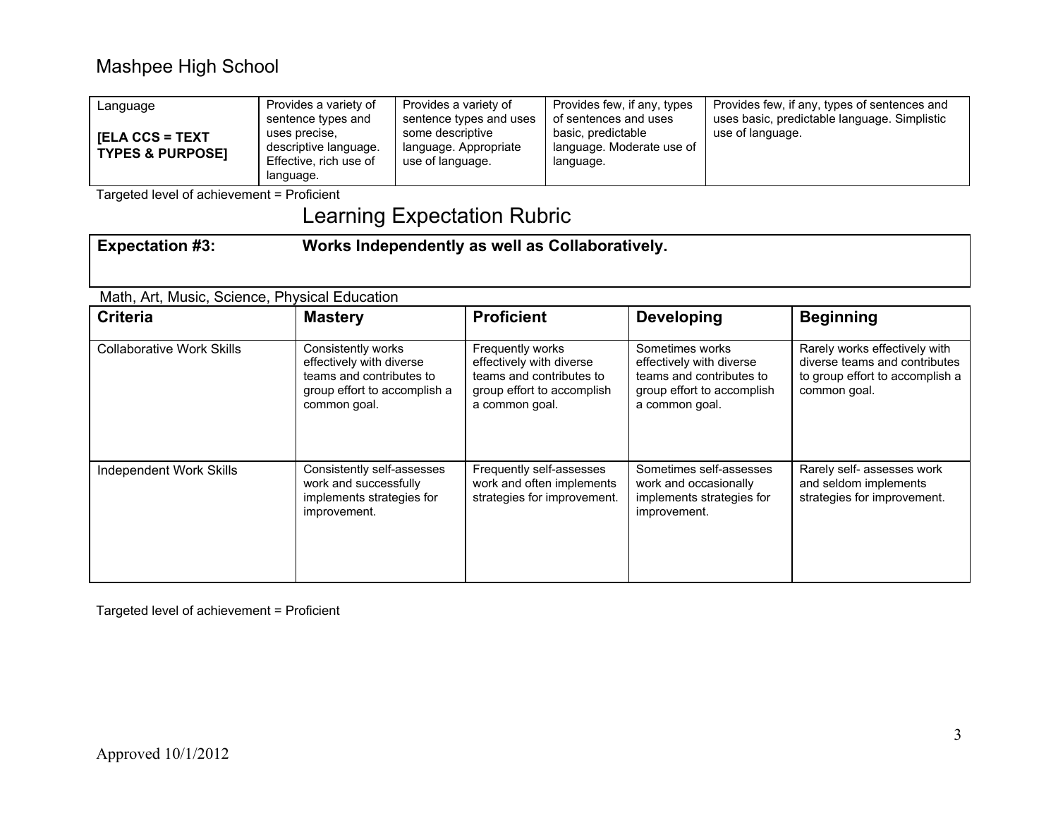Mashpee High School

| Language<br><br>**[ELA CCS = TEXT TYPES & PURPOSE]** | Provides a variety of sentence types and uses precise, descriptive language. Effective, rich use of language. | Provides a variety of sentence types and uses some descriptive language. Appropriate use of language. | Provides few, if any, types of sentences and uses basic, predictable language. Moderate use of language. | Provides few, if any, types of sentences and uses basic, predictable language. Simplistic use of language. |
|---|---|---|---|---|

Targeted level of achievement = Proficient

## Learning Expectation Rubric

**Expectation #3:** **Works Independently as well as Collaboratively.**

Math, Art, Music, Science, Physical Education

| **Criteria** | **Mastery** | **Proficient** | **Developing** | **Beginning** |
|---|---|---|---|---|
| Collaborative Work Skills | Consistently works effectively with diverse teams and contributes to group effort to accomplish a common goal. | Frequently works effectively with diverse teams and contributes to group effort to accomplish a common goal. | Sometimes works effectively with diverse teams and contributes to group effort to accomplish a common goal. | Rarely works effectively with diverse teams and contributes to group effort to accomplish a common goal. |
| Independent Work Skills | Consistently self-assesses work and successfully implements strategies for improvement. | Frequently self-assesses work and often implements strategies for improvement. | Sometimes self-assesses work and occasionally implements strategies for improvement. | Rarely self- assesses work and seldom implements strategies for improvement. |

Targeted level of achievement = Proficient

Approved 10/1/2012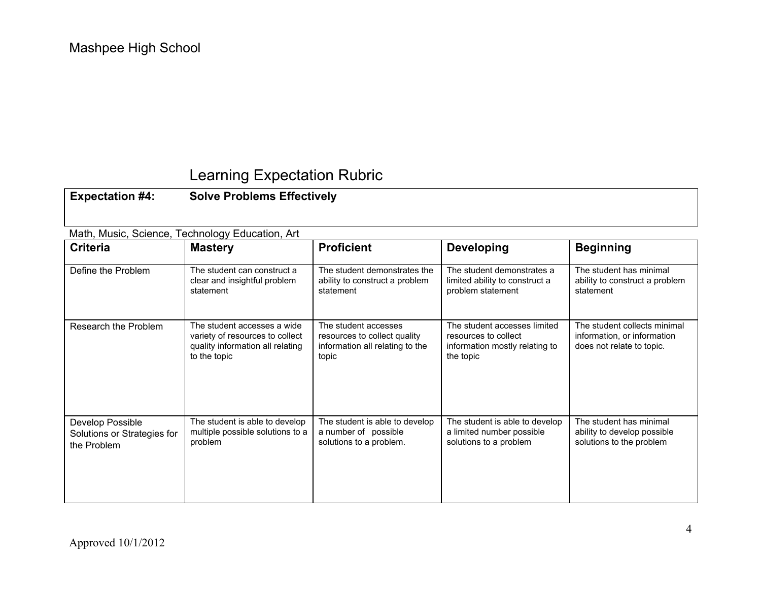Mashpee High School

# Learning Expectation Rubric

**Expectation #4: Solve Problems Effectively**

Math, Music, Science, Technology Education, Art

| Criteria | Mastery | Proficient | Developing | Beginning |
|---|---|---|---|---|
| Define the Problem | The student can construct a clear and insightful problem statement | The student demonstrates the ability to construct a problem statement | The student demonstrates a limited ability to construct a problem statement | The student has minimal ability to construct a problem statement |
| Research the Problem | The student accesses a wide variety of resources to collect quality information all relating to the topic | The student accesses resources to collect quality information all relating to the topic | The student accesses limited resources to collect information mostly relating to the topic | The student collects minimal information, or information does not relate to topic. |
| Develop Possible Solutions or Strategies for the Problem | The student is able to develop multiple possible solutions to a problem | The student is able to develop a number of possible solutions to a problem. | The student is able to develop a limited number possible solutions to a problem | The student has minimal ability to develop possible solutions to the problem |

Approved 10/1/2012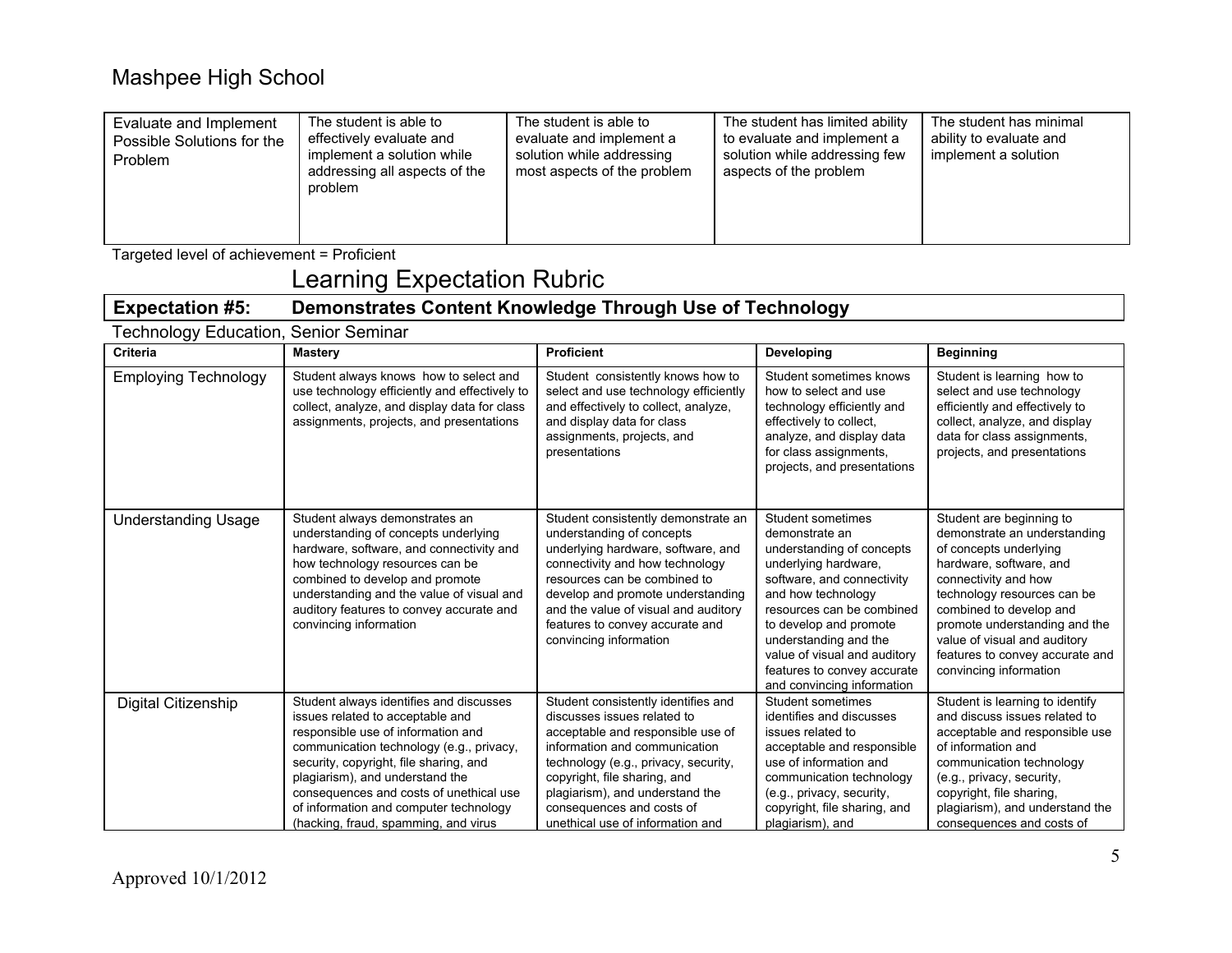| | | | | |
|---|---|---|---|---|
| Evaluate and Implement Possible Solutions for the Problem | The student is able to effectively evaluate and implement a solution while addressing all aspects of the problem | The student is able to evaluate and implement a solution while addressing most aspects of the problem | The student has limited ability to evaluate and implement a solution while addressing few aspects of the problem | The student has minimal ability to evaluate and implement a solution |

Targeted level of achievement = Proficient

# Learning Expectation Rubric

**Expectation #5: Demonstrates Content Knowledge Through Use of Technology**

Technology Education, Senior Seminar

| **Criteria** | **Mastery** | **Proficient** | **Developing** | **Beginning** |
|---|---|---|---|---|
| Employing Technology | Student always knows how to select and use technology efficiently and effectively to collect, analyze, and display data for class assignments, projects, and presentations | Student consistently knows how to select and use technology efficiently and effectively to collect, analyze, and display data for class assignments, projects, and presentations | Student sometimes knows how to select and use technology efficiently and effectively to collect, analyze, and display data for class assignments, projects, and presentations | Student is learning how to select and use technology efficiently and effectively to collect, analyze, and display data for class assignments, projects, and presentations |
| Understanding Usage | Student always demonstrates an understanding of concepts underlying hardware, software, and connectivity and how technology resources can be combined to develop and promote understanding and the value of visual and auditory features to convey accurate and convincing information | Student consistently demonstrate an understanding of concepts underlying hardware, software, and connectivity and how technology resources can be combined to develop and promote understanding and the value of visual and auditory features to convey accurate and convincing information | Student sometimes demonstrate an understanding of concepts underlying hardware, software, and connectivity and how technology resources can be combined to develop and promote understanding and the value of visual and auditory features to convey accurate and convincing information | Student are beginning to demonstrate an understanding of concepts underlying hardware, software, and connectivity and how technology resources can be combined to develop and promote understanding and the value of visual and auditory features to convey accurate and convincing information |
| Digital Citizenship | Student always identifies and discusses issues related to acceptable and responsible use of information and communication technology (e.g., privacy, security, copyright, file sharing, and plagiarism), and understand the consequences and costs of unethical use of information and computer technology (hacking, fraud, spamming, and virus | Student consistently identifies and discusses issues related to acceptable and responsible use of information and communication technology (e.g., privacy, security, copyright, file sharing, and plagiarism), and understand the consequences and costs of unethical use of information and | Student sometimes identifies and discusses issues related to acceptable and responsible use of information and communication technology (e.g., privacy, security, copyright, file sharing, and plagiarism), and | Student is learning to identify and discuss issues related to acceptable and responsible use of information and communication technology (e.g., privacy, security, copyright, file sharing, plagiarism), and understand the consequences and costs of |

Approved 10/1/2012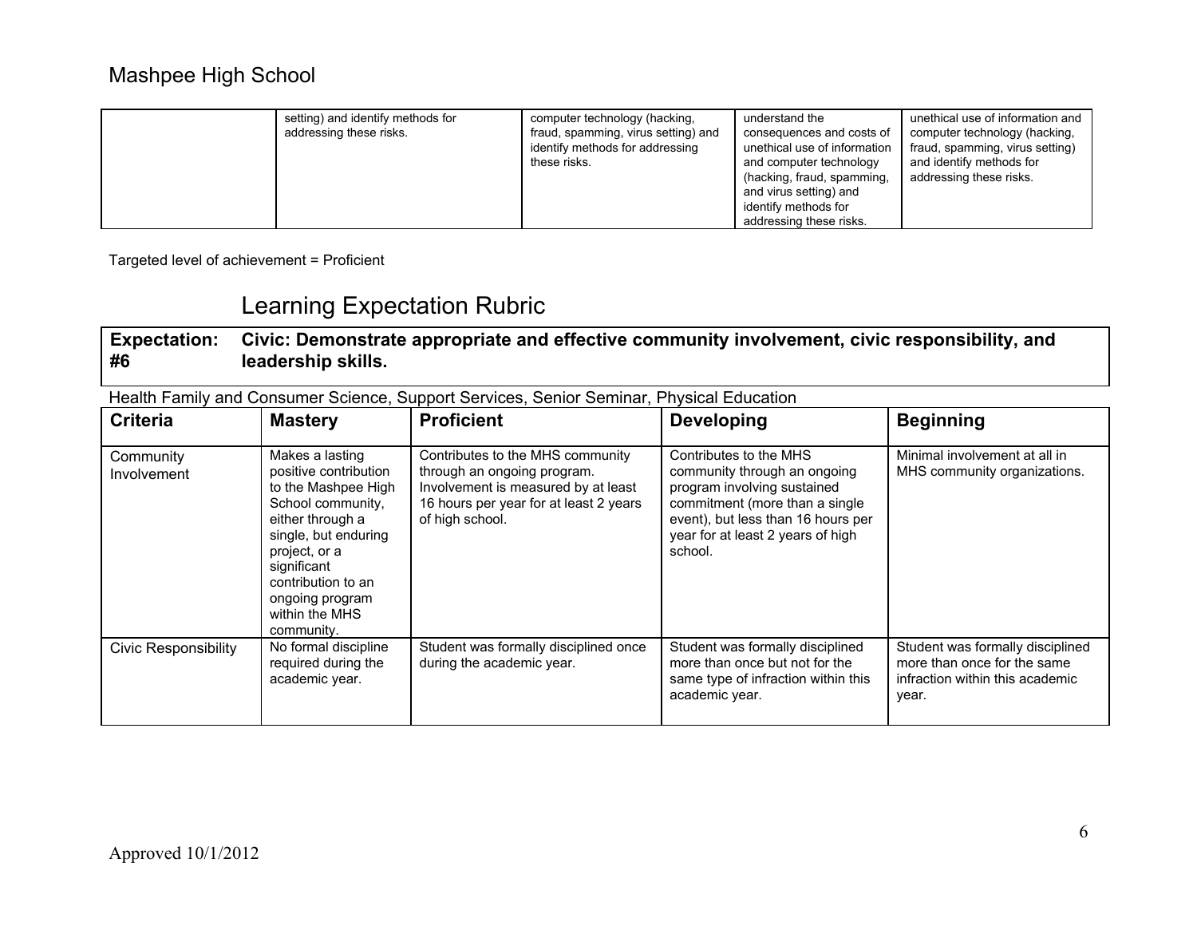| | setting) and identify methods for addressing these risks. | computer technology (hacking, fraud, spamming, virus setting) and identify methods for addressing these risks. | understand the consequences and costs of unethical use of information and computer technology (hacking, fraud, spamming, and virus setting) and identify methods for addressing these risks. | unethical use of information and computer technology (hacking, fraud, spamming, virus setting) and identify methods for addressing these risks. |
|---|---|---|---|---|

Targeted level of achievement = Proficient

## Learning Expectation Rubric

| **Expectation: #6** | **Civic: Demonstrate appropriate and effective community involvement, civic responsibility, and leadership skills.** |
|---|---|

Health Family and Consumer Science, Support Services, Senior Seminar, Physical Education

| **Criteria** | **Mastery** | **Proficient** | **Developing** | **Beginning** |
|---|---|---|---|---|
| Community Involvement | Makes a lasting positive contribution to the Mashpee High School community, either through a single, but enduring project, or a significant contribution to an ongoing program within the MHS community. | Contributes to the MHS community through an ongoing program. Involvement is measured by at least 16 hours per year for at least 2 years of high school. | Contributes to the MHS community through an ongoing program involving sustained commitment (more than a single event), but less than 16 hours per year for at least 2 years of high school. | Minimal involvement at all in MHS community organizations. |
| Civic Responsibility | No formal discipline required during the academic year. | Student was formally disciplined once during the academic year. | Student was formally disciplined more than once but not for the same type of infraction within this academic year. | Student was formally disciplined more than once for the same infraction within this academic year. |

Approved 10/1/2012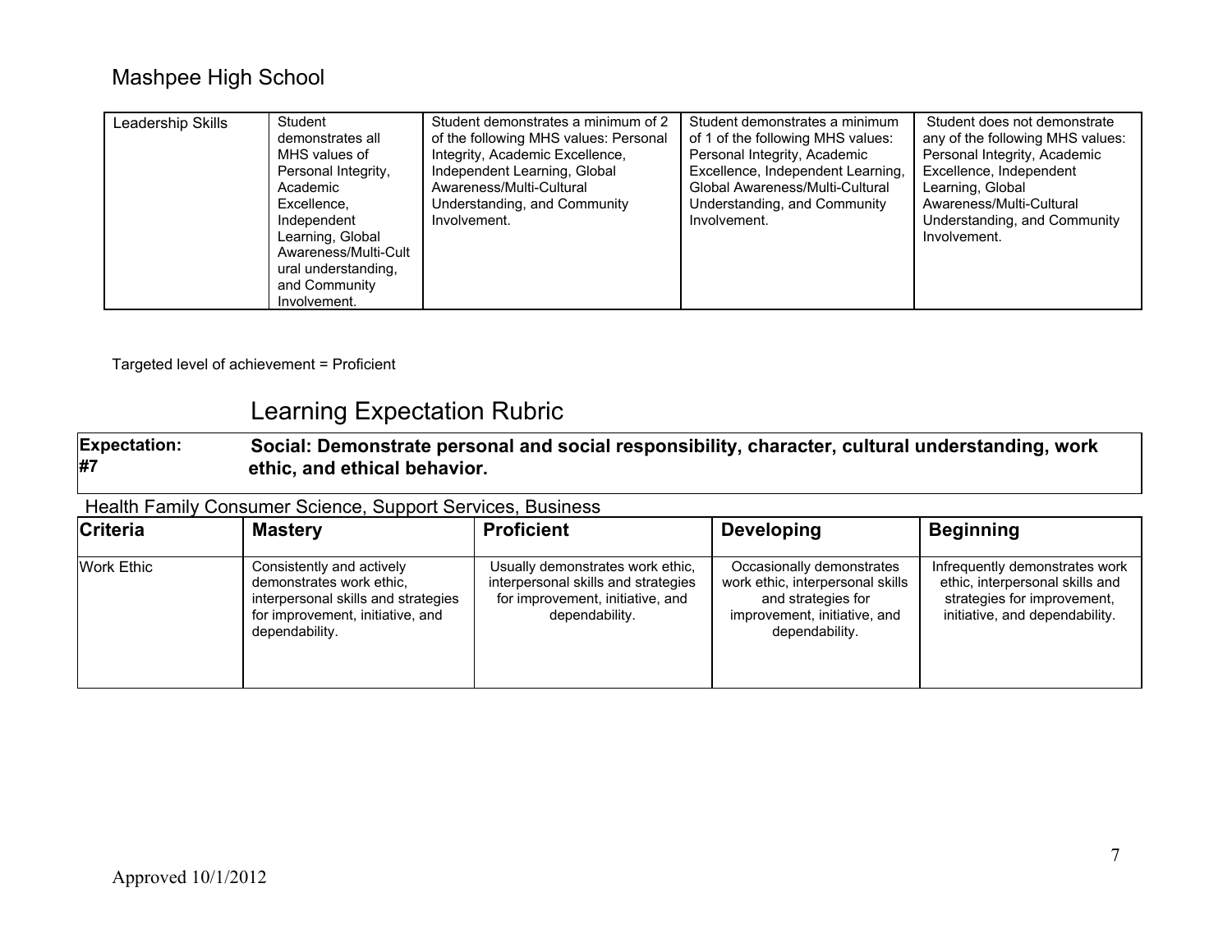Mashpee High School

| Leadership Skills | Student demonstrates all MHS values of Personal Integrity, Academic Excellence, Independent Learning, Global Awareness/Multi-Cultural understanding, and Community Involvement. | Student demonstrates a minimum of 2 of the following MHS values: Personal Integrity, Academic Excellence, Independent Learning, Global Awareness/Multi-Cultural Understanding, and Community Involvement. | Student demonstrates a minimum of 1 of the following MHS values: Personal Integrity, Academic Excellence, Independent Learning, Global Awareness/Multi-Cultural Understanding, and Community Involvement. | Student does not demonstrate any of the following MHS values: Personal Integrity, Academic Excellence, Independent Learning, Global Awareness/Multi-Cultural Understanding, and Community Involvement. |
|---|---|---|---|---|

Targeted level of achievement = Proficient

## Learning Expectation Rubric

| **Expectation: #7** | **Social: Demonstrate personal and social responsibility, character, cultural understanding, work ethic, and ethical behavior.** |
|---|---|

Health Family Consumer Science, Support Services, Business

| **Criteria** | **Mastery** | **Proficient** | **Developing** | **Beginning** |
|---|---|---|---|---|
| Work Ethic | Consistently and actively demonstrates work ethic, interpersonal skills and strategies for improvement, initiative, and dependability. | Usually demonstrates work ethic, interpersonal skills and strategies for improvement, initiative, and dependability. | Occasionally demonstrates work ethic, interpersonal skills and strategies for improvement, initiative, and dependability. | Infrequently demonstrates work ethic, interpersonal skills and strategies for improvement, initiative, and dependability. |

Approved 10/1/2012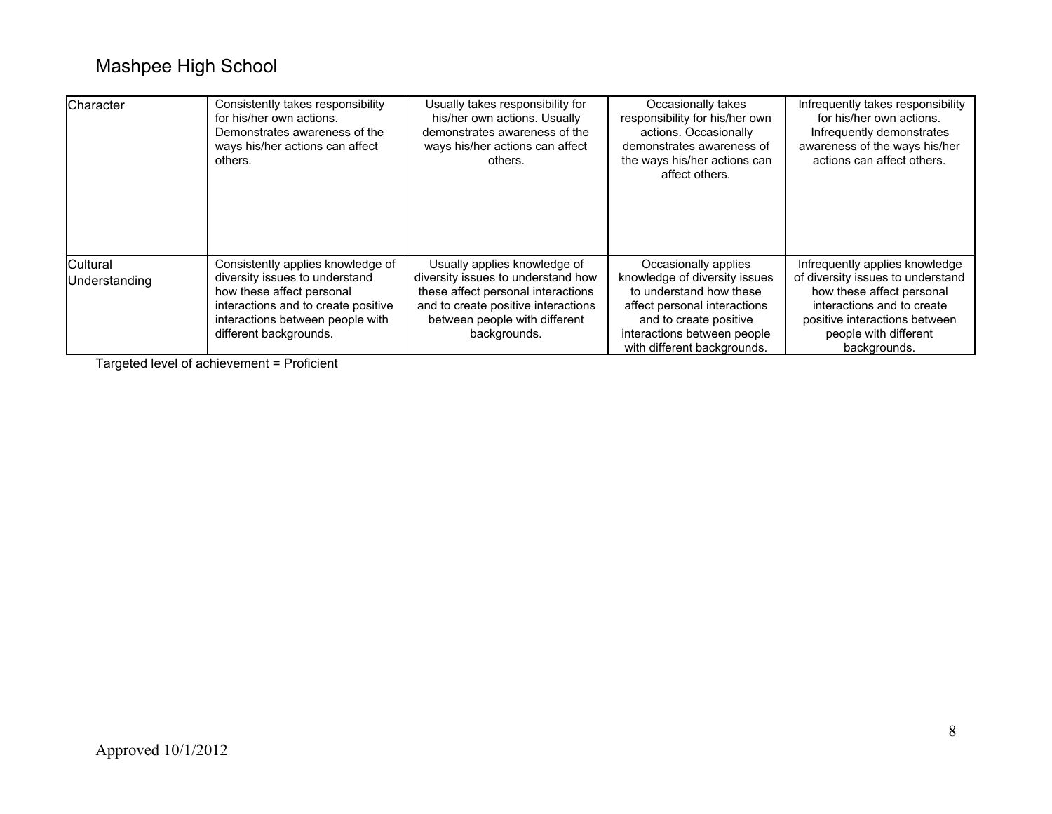Mashpee High School

| | | | | |
|---|---|---|---|---|
| Character | Consistently takes responsibility for his/her own actions. Demonstrates awareness of the ways his/her actions can affect others. | Usually takes responsibility for his/her own actions. Usually demonstrates awareness of the ways his/her actions can affect others. | Occasionally takes responsibility for his/her own actions. Occasionally demonstrates awareness of the ways his/her actions can affect others. | Infrequently takes responsibility for his/her own actions. Infrequently demonstrates awareness of the ways his/her actions can affect others. |
| Cultural Understanding | Consistently applies knowledge of diversity issues to understand how these affect personal interactions and to create positive interactions between people with different backgrounds. | Usually applies knowledge of diversity issues to understand how these affect personal interactions and to create positive interactions between people with different backgrounds. | Occasionally applies knowledge of diversity issues to understand how these affect personal interactions and to create positive interactions between people with different backgrounds. | Infrequently applies knowledge of diversity issues to understand how these affect personal interactions and to create positive interactions between people with different backgrounds. |

Targeted level of achievement = Proficient

Approved 10/1/2012